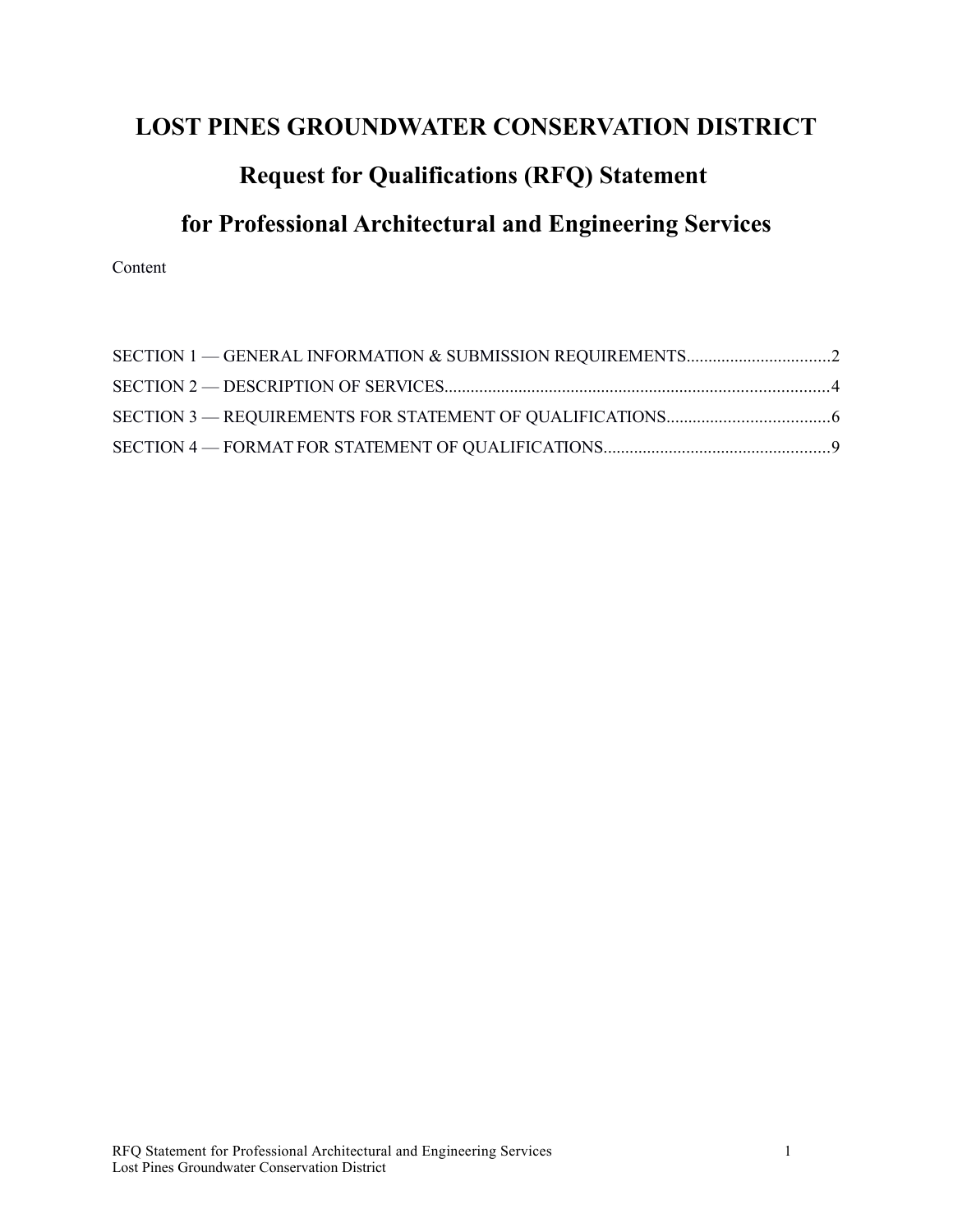# LOST PINES GROUNDWATER CONSERVATION DISTRICT

## Request for Qualifications (RFQ) Statement

## for Professional Architectural and Engineering Services

Content

SECTION 1 — GENERAL INFORMATION & SUBMISSION REQUIREMENTS.................................2

SECTION 2 — DESCRIPTION OF SERVICES........................................................................................4

SECTION 3 — REQUIREMENTS FOR STATEMENT OF QUALIFICATIONS.....................................6

SECTION 4 — FORMAT FOR STATEMENT OF QUALIFICATIONS...................................................9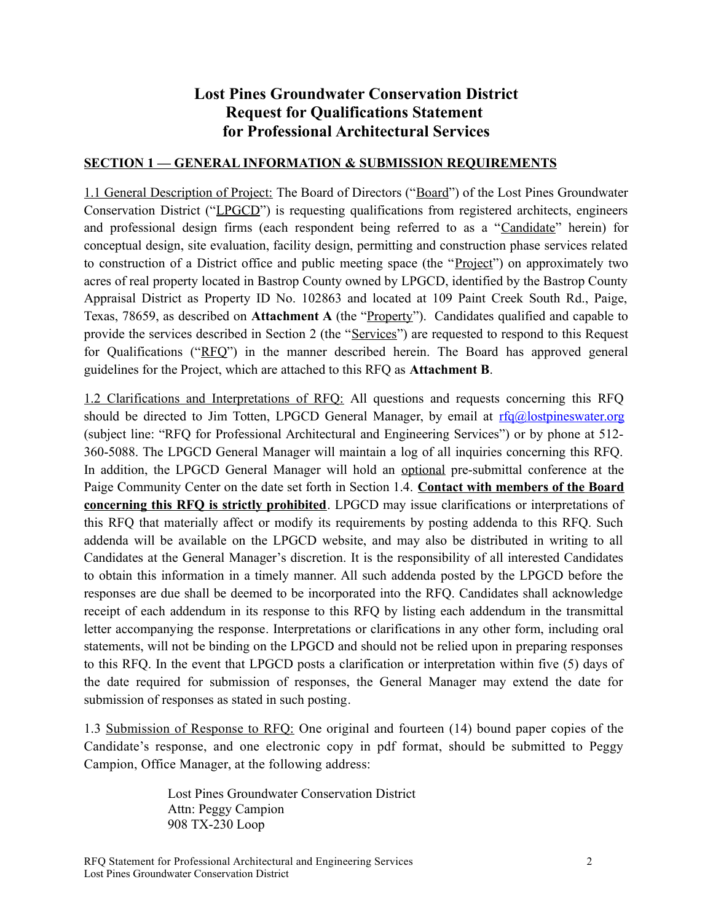# Lost Pines Groundwater Conservation District
# Request for Qualifications Statement
# for Professional Architectural Services

## SECTION 1 — GENERAL INFORMATION & SUBMISSION REQUIREMENTS

1.1 General Description of Project: The Board of Directors ("Board") of the Lost Pines Groundwater Conservation District ("LPGCD") is requesting qualifications from registered architects, engineers and professional design firms (each respondent being referred to as a "Candidate" herein) for conceptual design, site evaluation, facility design, permitting and construction phase services related to construction of a District office and public meeting space (the "Project") on approximately two acres of real property located in Bastrop County owned by LPGCD, identified by the Bastrop County Appraisal District as Property ID No. 102863 and located at 109 Paint Creek South Rd., Paige, Texas, 78659, as described on **Attachment A** (the "Property"). Candidates qualified and capable to provide the services described in Section 2 (the "Services") are requested to respond to this Request for Qualifications ("RFQ") in the manner described herein. The Board has approved general guidelines for the Project, which are attached to this RFQ as **Attachment B**.

1.2 Clarifications and Interpretations of RFQ: All questions and requests concerning this RFQ should be directed to Jim Totten, LPGCD General Manager, by email at rfq@lostpineswater.org (subject line: "RFQ for Professional Architectural and Engineering Services") or by phone at 512-360-5088. The LPGCD General Manager will maintain a log of all inquiries concerning this RFQ. In addition, the LPGCD General Manager will hold an optional pre-submittal conference at the Paige Community Center on the date set forth in Section 1.4. **Contact with members of the Board concerning this RFQ is strictly prohibited**. LPGCD may issue clarifications or interpretations of this RFQ that materially affect or modify its requirements by posting addenda to this RFQ. Such addenda will be available on the LPGCD website, and may also be distributed in writing to all Candidates at the General Manager's discretion. It is the responsibility of all interested Candidates to obtain this information in a timely manner. All such addenda posted by the LPGCD before the responses are due shall be deemed to be incorporated into the RFQ. Candidates shall acknowledge receipt of each addendum in its response to this RFQ by listing each addendum in the transmittal letter accompanying the response. Interpretations or clarifications in any other form, including oral statements, will not be binding on the LPGCD and should not be relied upon in preparing responses to this RFQ. In the event that LPGCD posts a clarification or interpretation within five (5) days of the date required for submission of responses, the General Manager may extend the date for submission of responses as stated in such posting.

1.3 Submission of Response to RFQ: One original and fourteen (14) bound paper copies of the Candidate's response, and one electronic copy in pdf format, should be submitted to Peggy Campion, Office Manager, at the following address:

Lost Pines Groundwater Conservation District
Attn: Peggy Campion
908 TX-230 Loop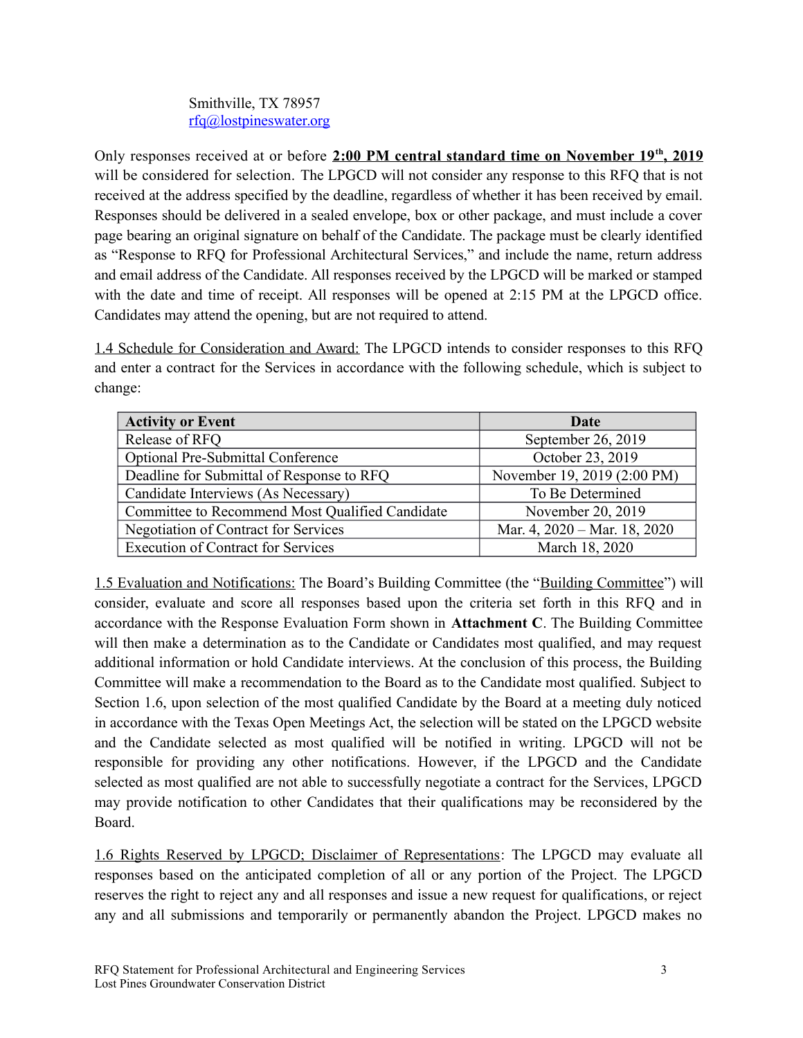Smithville, TX 78957
rfq@lostpineswater.org

Only responses received at or before **2:00 PM central standard time on November 19th, 2019** will be considered for selection. The LPGCD will not consider any response to this RFQ that is not received at the address specified by the deadline, regardless of whether it has been received by email. Responses should be delivered in a sealed envelope, box or other package, and must include a cover page bearing an original signature on behalf of the Candidate. The package must be clearly identified as "Response to RFQ for Professional Architectural Services," and include the name, return address and email address of the Candidate. All responses received by the LPGCD will be marked or stamped with the date and time of receipt. All responses will be opened at 2:15 PM at the LPGCD office. Candidates may attend the opening, but are not required to attend.

1.4 Schedule for Consideration and Award: The LPGCD intends to consider responses to this RFQ and enter a contract for the Services in accordance with the following schedule, which is subject to change:

| Activity or Event | Date |
|---|---|
| Release of RFQ | September 26, 2019 |
| Optional Pre-Submittal Conference | October 23, 2019 |
| Deadline for Submittal of Response to RFQ | November 19, 2019 (2:00 PM) |
| Candidate Interviews (As Necessary) | To Be Determined |
| Committee to Recommend Most Qualified Candidate | November 20, 2019 |
| Negotiation of Contract for Services | Mar. 4, 2020 – Mar. 18, 2020 |
| Execution of Contract for Services | March 18, 2020 |

1.5 Evaluation and Notifications: The Board's Building Committee (the "Building Committee") will consider, evaluate and score all responses based upon the criteria set forth in this RFQ and in accordance with the Response Evaluation Form shown in **Attachment C**. The Building Committee will then make a determination as to the Candidate or Candidates most qualified, and may request additional information or hold Candidate interviews. At the conclusion of this process, the Building Committee will make a recommendation to the Board as to the Candidate most qualified. Subject to Section 1.6, upon selection of the most qualified Candidate by the Board at a meeting duly noticed in accordance with the Texas Open Meetings Act, the selection will be stated on the LPGCD website and the Candidate selected as most qualified will be notified in writing. LPGCD will not be responsible for providing any other notifications. However, if the LPGCD and the Candidate selected as most qualified are not able to successfully negotiate a contract for the Services, LPGCD may provide notification to other Candidates that their qualifications may be reconsidered by the Board.

1.6 Rights Reserved by LPGCD; Disclaimer of Representations: The LPGCD may evaluate all responses based on the anticipated completion of all or any portion of the Project. The LPGCD reserves the right to reject any and all responses and issue a new request for qualifications, or reject any and all submissions and temporarily or permanently abandon the Project. LPGCD makes no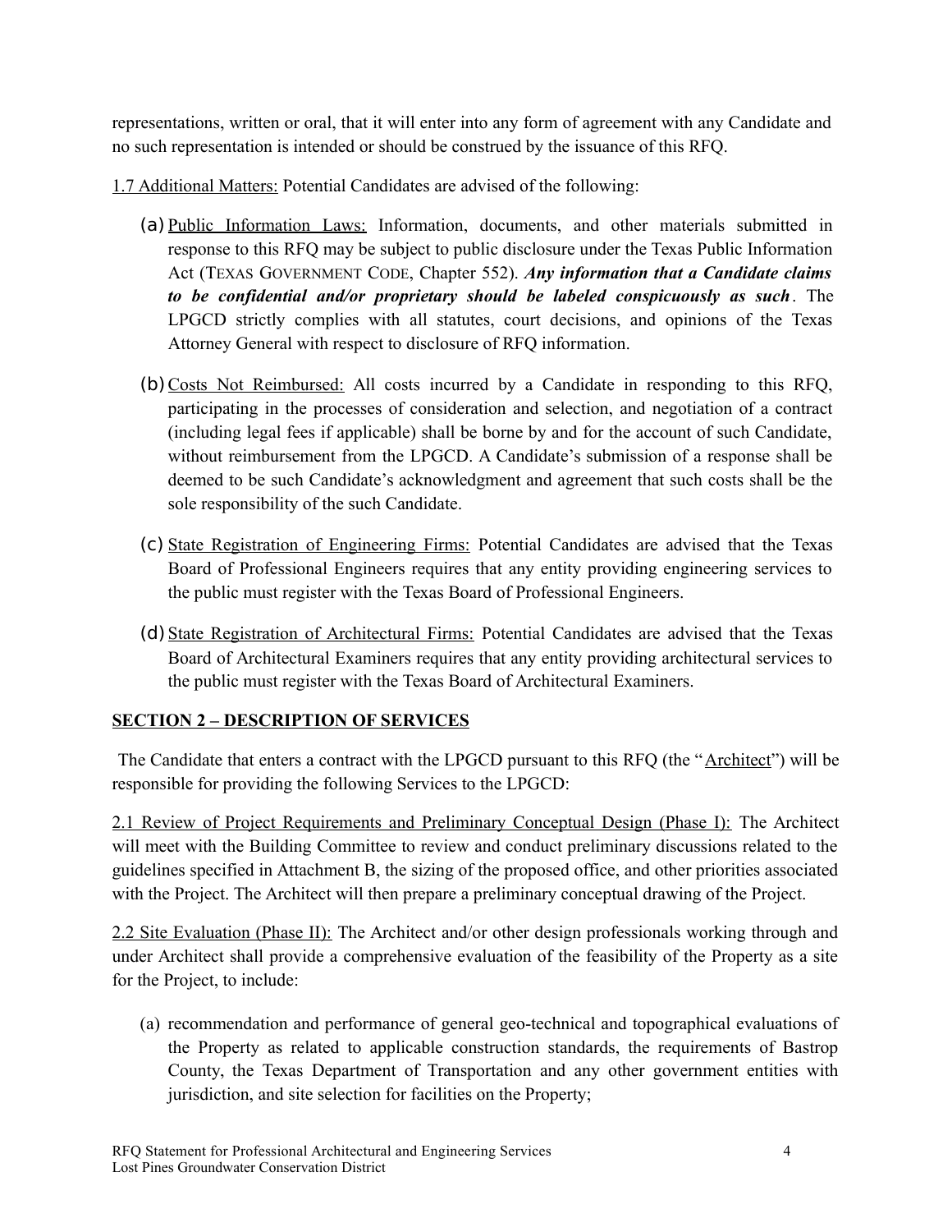representations, written or oral, that it will enter into any form of agreement with any Candidate and no such representation is intended or should be construed by the issuance of this RFQ.

1.7 Additional Matters: Potential Candidates are advised of the following:

(a) Public Information Laws: Information, documents, and other materials submitted in response to this RFQ may be subject to public disclosure under the Texas Public Information Act (TEXAS GOVERNMENT CODE, Chapter 552). ***Any information that a Candidate claims to be confidential and/or proprietary should be labeled conspicuously as such***. The LPGCD strictly complies with all statutes, court decisions, and opinions of the Texas Attorney General with respect to disclosure of RFQ information.

(b) Costs Not Reimbursed: All costs incurred by a Candidate in responding to this RFQ, participating in the processes of consideration and selection, and negotiation of a contract (including legal fees if applicable) shall be borne by and for the account of such Candidate, without reimbursement from the LPGCD. A Candidate's submission of a response shall be deemed to be such Candidate's acknowledgment and agreement that such costs shall be the sole responsibility of the such Candidate.

(c) State Registration of Engineering Firms: Potential Candidates are advised that the Texas Board of Professional Engineers requires that any entity providing engineering services to the public must register with the Texas Board of Professional Engineers.

(d) State Registration of Architectural Firms: Potential Candidates are advised that the Texas Board of Architectural Examiners requires that any entity providing architectural services to the public must register with the Texas Board of Architectural Examiners.

## SECTION 2 – DESCRIPTION OF SERVICES

The Candidate that enters a contract with the LPGCD pursuant to this RFQ (the "Architect") will be responsible for providing the following Services to the LPGCD:

2.1 Review of Project Requirements and Preliminary Conceptual Design (Phase I): The Architect will meet with the Building Committee to review and conduct preliminary discussions related to the guidelines specified in Attachment B, the sizing of the proposed office, and other priorities associated with the Project. The Architect will then prepare a preliminary conceptual drawing of the Project.

2.2 Site Evaluation (Phase II): The Architect and/or other design professionals working through and under Architect shall provide a comprehensive evaluation of the feasibility of the Property as a site for the Project, to include:

(a) recommendation and performance of general geo-technical and topographical evaluations of the Property as related to applicable construction standards, the requirements of Bastrop County, the Texas Department of Transportation and any other government entities with jurisdiction, and site selection for facilities on the Property;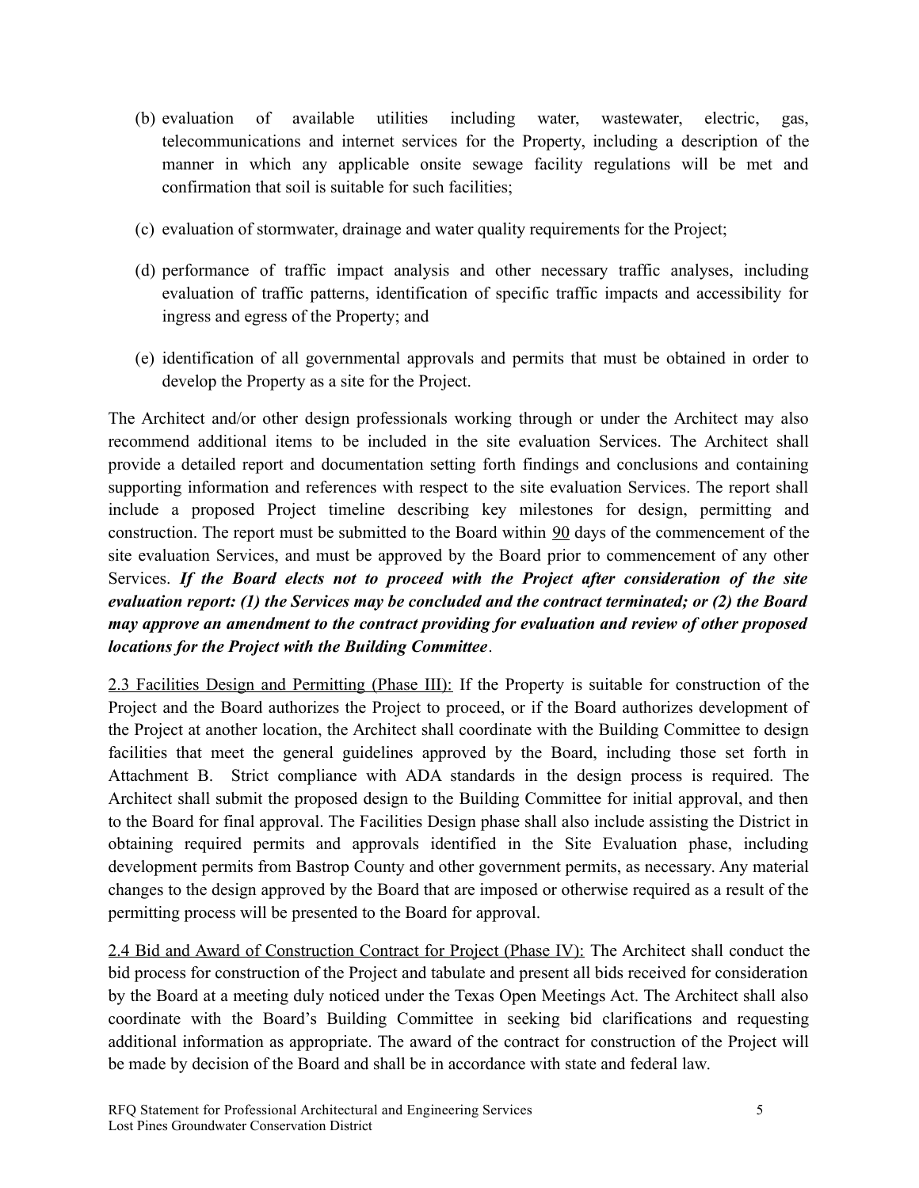(b) evaluation of available utilities including water, wastewater, electric, gas, telecommunications and internet services for the Property, including a description of the manner in which any applicable onsite sewage facility regulations will be met and confirmation that soil is suitable for such facilities;

(c) evaluation of stormwater, drainage and water quality requirements for the Project;

(d) performance of traffic impact analysis and other necessary traffic analyses, including evaluation of traffic patterns, identification of specific traffic impacts and accessibility for ingress and egress of the Property; and

(e) identification of all governmental approvals and permits that must be obtained in order to develop the Property as a site for the Project.

The Architect and/or other design professionals working through or under the Architect may also recommend additional items to be included in the site evaluation Services. The Architect shall provide a detailed report and documentation setting forth findings and conclusions and containing supporting information and references with respect to the site evaluation Services. The report shall include a proposed Project timeline describing key milestones for design, permitting and construction. The report must be submitted to the Board within 90 days of the commencement of the site evaluation Services, and must be approved by the Board prior to commencement of any other Services. ***If the Board elects not to proceed with the Project after consideration of the site evaluation report: (1) the Services may be concluded and the contract terminated; or (2) the Board may approve an amendment to the contract providing for evaluation and review of other proposed locations for the Project with the Building Committee***.

2.3 Facilities Design and Permitting (Phase III): If the Property is suitable for construction of the Project and the Board authorizes the Project to proceed, or if the Board authorizes development of the Project at another location, the Architect shall coordinate with the Building Committee to design facilities that meet the general guidelines approved by the Board, including those set forth in Attachment B. Strict compliance with ADA standards in the design process is required. The Architect shall submit the proposed design to the Building Committee for initial approval, and then to the Board for final approval. The Facilities Design phase shall also include assisting the District in obtaining required permits and approvals identified in the Site Evaluation phase, including development permits from Bastrop County and other government permits, as necessary. Any material changes to the design approved by the Board that are imposed or otherwise required as a result of the permitting process will be presented to the Board for approval.

2.4 Bid and Award of Construction Contract for Project (Phase IV): The Architect shall conduct the bid process for construction of the Project and tabulate and present all bids received for consideration by the Board at a meeting duly noticed under the Texas Open Meetings Act. The Architect shall also coordinate with the Board's Building Committee in seeking bid clarifications and requesting additional information as appropriate. The award of the contract for construction of the Project will be made by decision of the Board and shall be in accordance with state and federal law.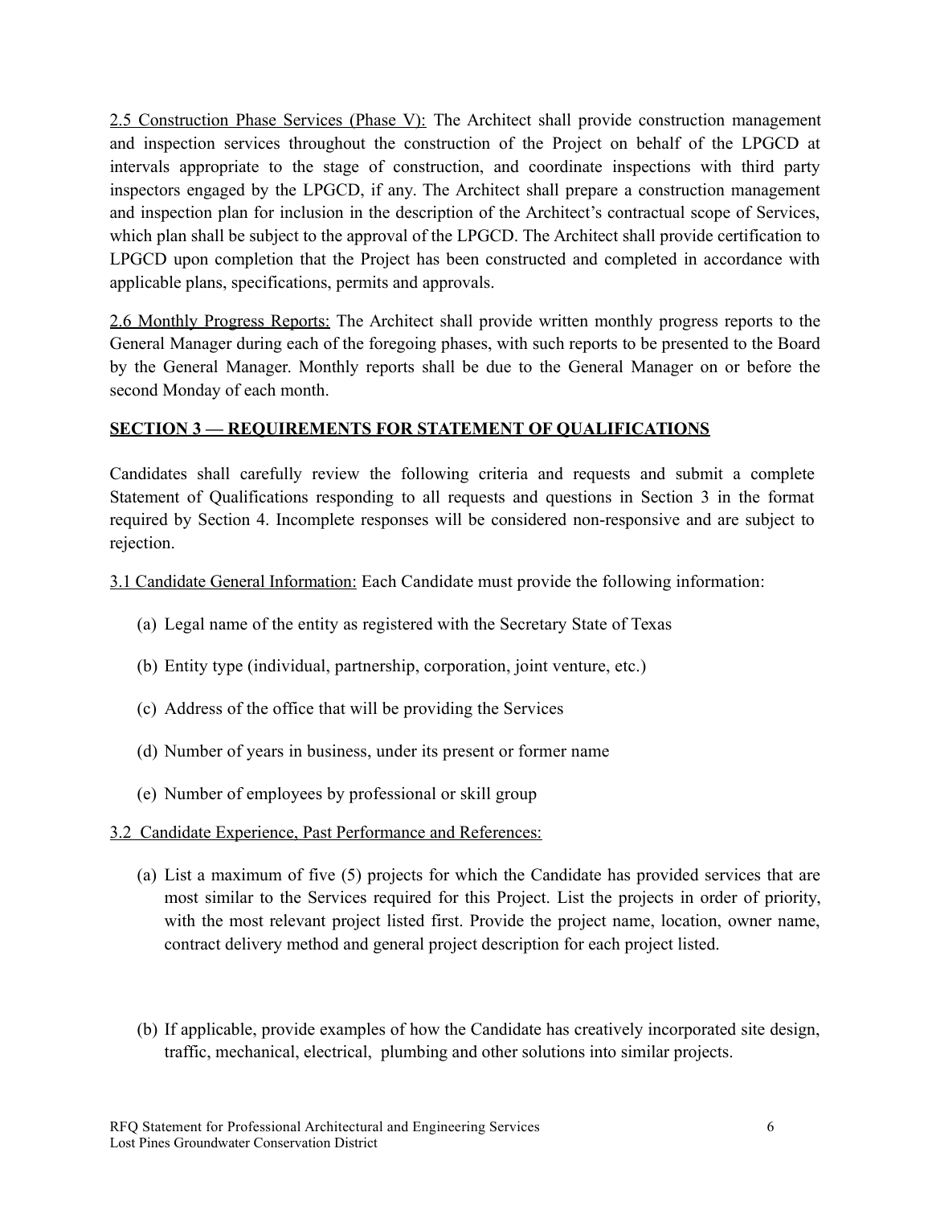2.5 Construction Phase Services (Phase V): The Architect shall provide construction management and inspection services throughout the construction of the Project on behalf of the LPGCD at intervals appropriate to the stage of construction, and coordinate inspections with third party inspectors engaged by the LPGCD, if any. The Architect shall prepare a construction management and inspection plan for inclusion in the description of the Architect's contractual scope of Services, which plan shall be subject to the approval of the LPGCD. The Architect shall provide certification to LPGCD upon completion that the Project has been constructed and completed in accordance with applicable plans, specifications, permits and approvals.

2.6 Monthly Progress Reports: The Architect shall provide written monthly progress reports to the General Manager during each of the foregoing phases, with such reports to be presented to the Board by the General Manager. Monthly reports shall be due to the General Manager on or before the second Monday of each month.

## SECTION 3 — REQUIREMENTS FOR STATEMENT OF QUALIFICATIONS

Candidates shall carefully review the following criteria and requests and submit a complete Statement of Qualifications responding to all requests and questions in Section 3 in the format required by Section 4. Incomplete responses will be considered non-responsive and are subject to rejection.

3.1 Candidate General Information: Each Candidate must provide the following information:

(a) Legal name of the entity as registered with the Secretary State of Texas

(b) Entity type (individual, partnership, corporation, joint venture, etc.)

(c) Address of the office that will be providing the Services

(d) Number of years in business, under its present or former name

(e) Number of employees by professional or skill group

3.2 Candidate Experience, Past Performance and References:

(a) List a maximum of five (5) projects for which the Candidate has provided services that are most similar to the Services required for this Project. List the projects in order of priority, with the most relevant project listed first. Provide the project name, location, owner name, contract delivery method and general project description for each project listed.

(b) If applicable, provide examples of how the Candidate has creatively incorporated site design, traffic, mechanical, electrical, plumbing and other solutions into similar projects.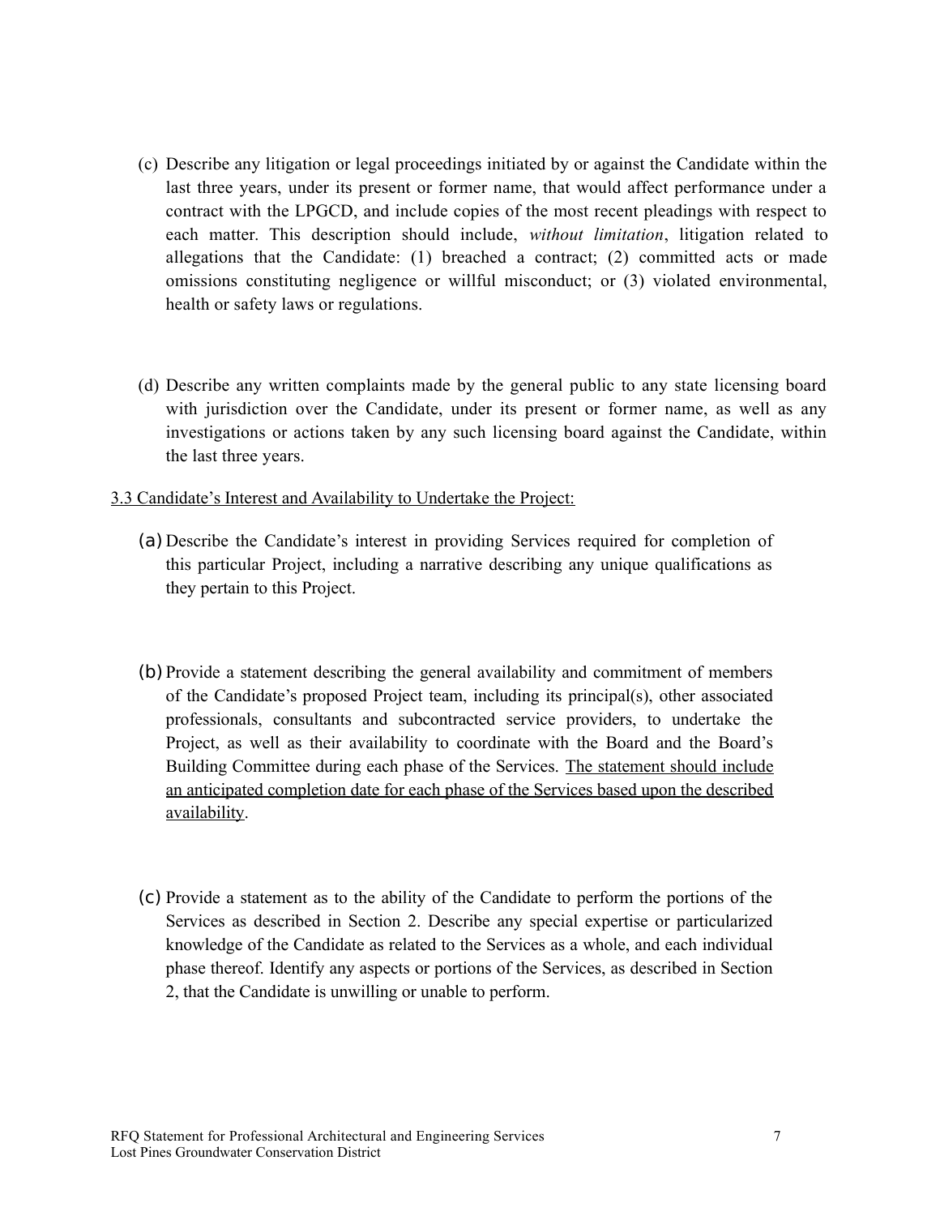(c) Describe any litigation or legal proceedings initiated by or against the Candidate within the last three years, under its present or former name, that would affect performance under a contract with the LPGCD, and include copies of the most recent pleadings with respect to each matter. This description should include, *without limitation*, litigation related to allegations that the Candidate: (1) breached a contract; (2) committed acts or made omissions constituting negligence or willful misconduct; or (3) violated environmental, health or safety laws or regulations.

(d) Describe any written complaints made by the general public to any state licensing board with jurisdiction over the Candidate, under its present or former name, as well as any investigations or actions taken by any such licensing board against the Candidate, within the last three years.

<u>3.3 Candidate's Interest and Availability to Undertake the Project:</u>

(a) Describe the Candidate's interest in providing Services required for completion of this particular Project, including a narrative describing any unique qualifications as they pertain to this Project.

(b) Provide a statement describing the general availability and commitment of members of the Candidate's proposed Project team, including its principal(s), other associated professionals, consultants and subcontracted service providers, to undertake the Project, as well as their availability to coordinate with the Board and the Board's Building Committee during each phase of the Services. <u>The statement should include an anticipated completion date for each phase of the Services based upon the described availability</u>.

(c) Provide a statement as to the ability of the Candidate to perform the portions of the Services as described in Section 2. Describe any special expertise or particularized knowledge of the Candidate as related to the Services as a whole, and each individual phase thereof. Identify any aspects or portions of the Services, as described in Section 2, that the Candidate is unwilling or unable to perform.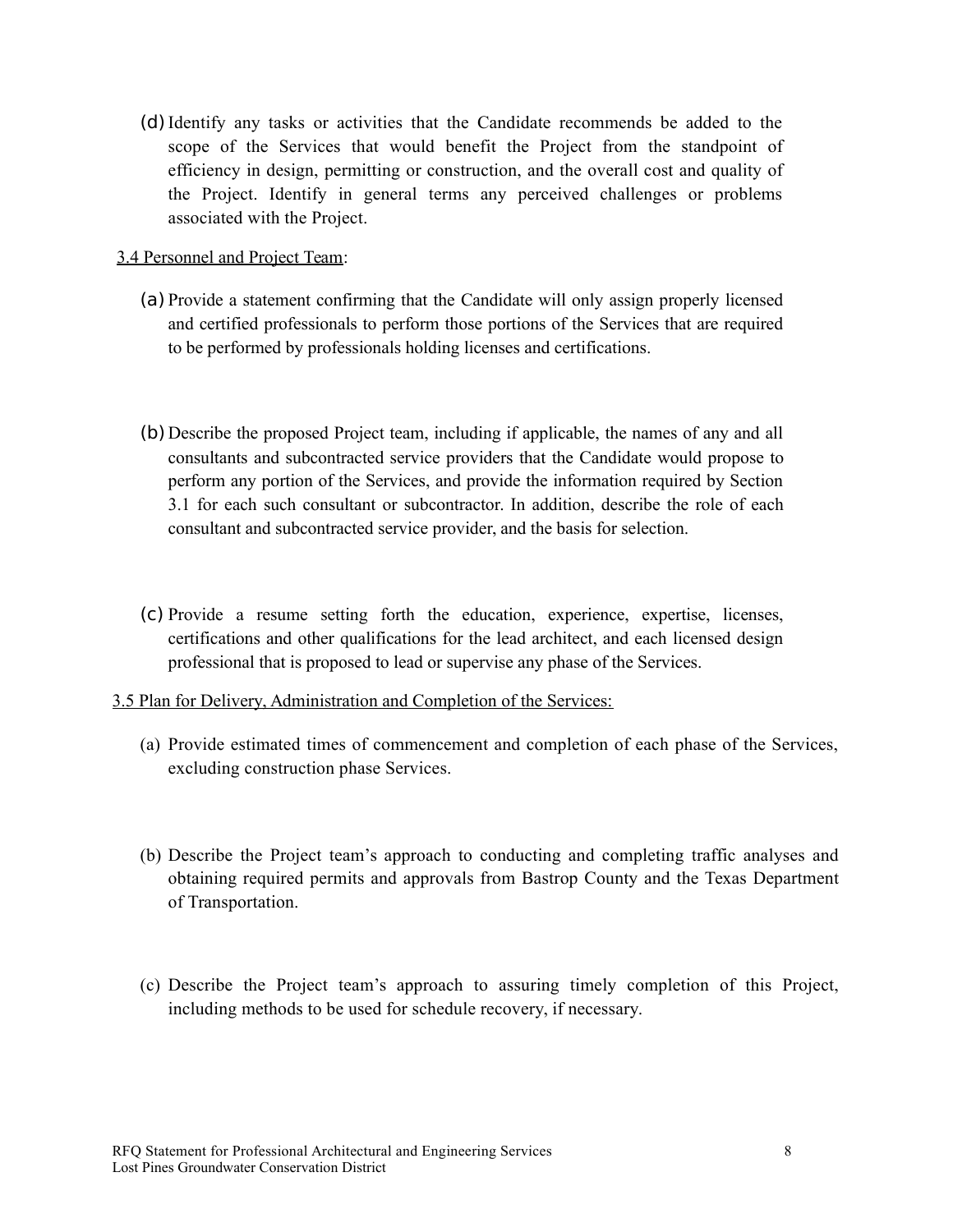(d) Identify any tasks or activities that the Candidate recommends be added to the scope of the Services that would benefit the Project from the standpoint of efficiency in design, permitting or construction, and the overall cost and quality of the Project. Identify in general terms any perceived challenges or problems associated with the Project.

<u>3.4 Personnel and Project Team</u>:

(a) Provide a statement confirming that the Candidate will only assign properly licensed and certified professionals to perform those portions of the Services that are required to be performed by professionals holding licenses and certifications.

(b) Describe the proposed Project team, including if applicable, the names of any and all consultants and subcontracted service providers that the Candidate would propose to perform any portion of the Services, and provide the information required by Section 3.1 for each such consultant or subcontractor. In addition, describe the role of each consultant and subcontracted service provider, and the basis for selection.

(c) Provide a resume setting forth the education, experience, expertise, licenses, certifications and other qualifications for the lead architect, and each licensed design professional that is proposed to lead or supervise any phase of the Services.

<u>3.5 Plan for Delivery, Administration and Completion of the Services:</u>

(a) Provide estimated times of commencement and completion of each phase of the Services, excluding construction phase Services.

(b) Describe the Project team's approach to conducting and completing traffic analyses and obtaining required permits and approvals from Bastrop County and the Texas Department of Transportation.

(c) Describe the Project team's approach to assuring timely completion of this Project, including methods to be used for schedule recovery, if necessary.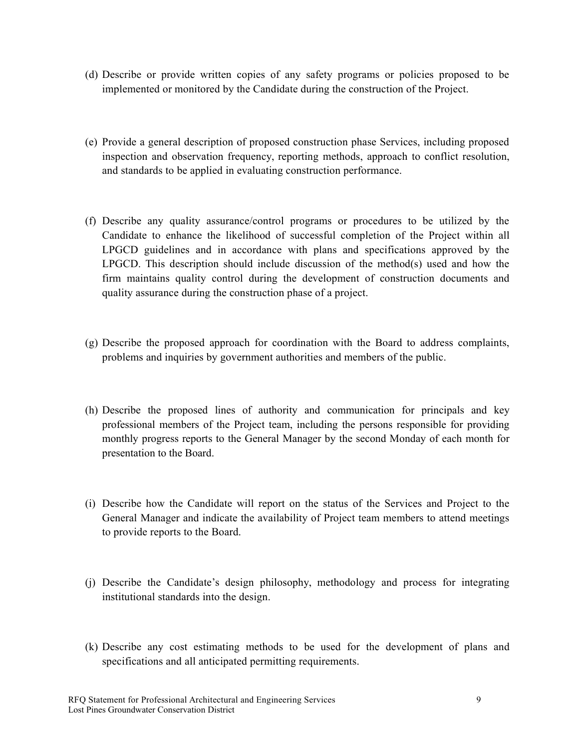(d) Describe or provide written copies of any safety programs or policies proposed to be implemented or monitored by the Candidate during the construction of the Project.

(e) Provide a general description of proposed construction phase Services, including proposed inspection and observation frequency, reporting methods, approach to conflict resolution, and standards to be applied in evaluating construction performance.

(f) Describe any quality assurance/control programs or procedures to be utilized by the Candidate to enhance the likelihood of successful completion of the Project within all LPGCD guidelines and in accordance with plans and specifications approved by the LPGCD. This description should include discussion of the method(s) used and how the firm maintains quality control during the development of construction documents and quality assurance during the construction phase of a project.

(g) Describe the proposed approach for coordination with the Board to address complaints, problems and inquiries by government authorities and members of the public.

(h) Describe the proposed lines of authority and communication for principals and key professional members of the Project team, including the persons responsible for providing monthly progress reports to the General Manager by the second Monday of each month for presentation to the Board.

(i) Describe how the Candidate will report on the status of the Services and Project to the General Manager and indicate the availability of Project team members to attend meetings to provide reports to the Board.

(j) Describe the Candidate's design philosophy, methodology and process for integrating institutional standards into the design.

(k) Describe any cost estimating methods to be used for the development of plans and specifications and all anticipated permitting requirements.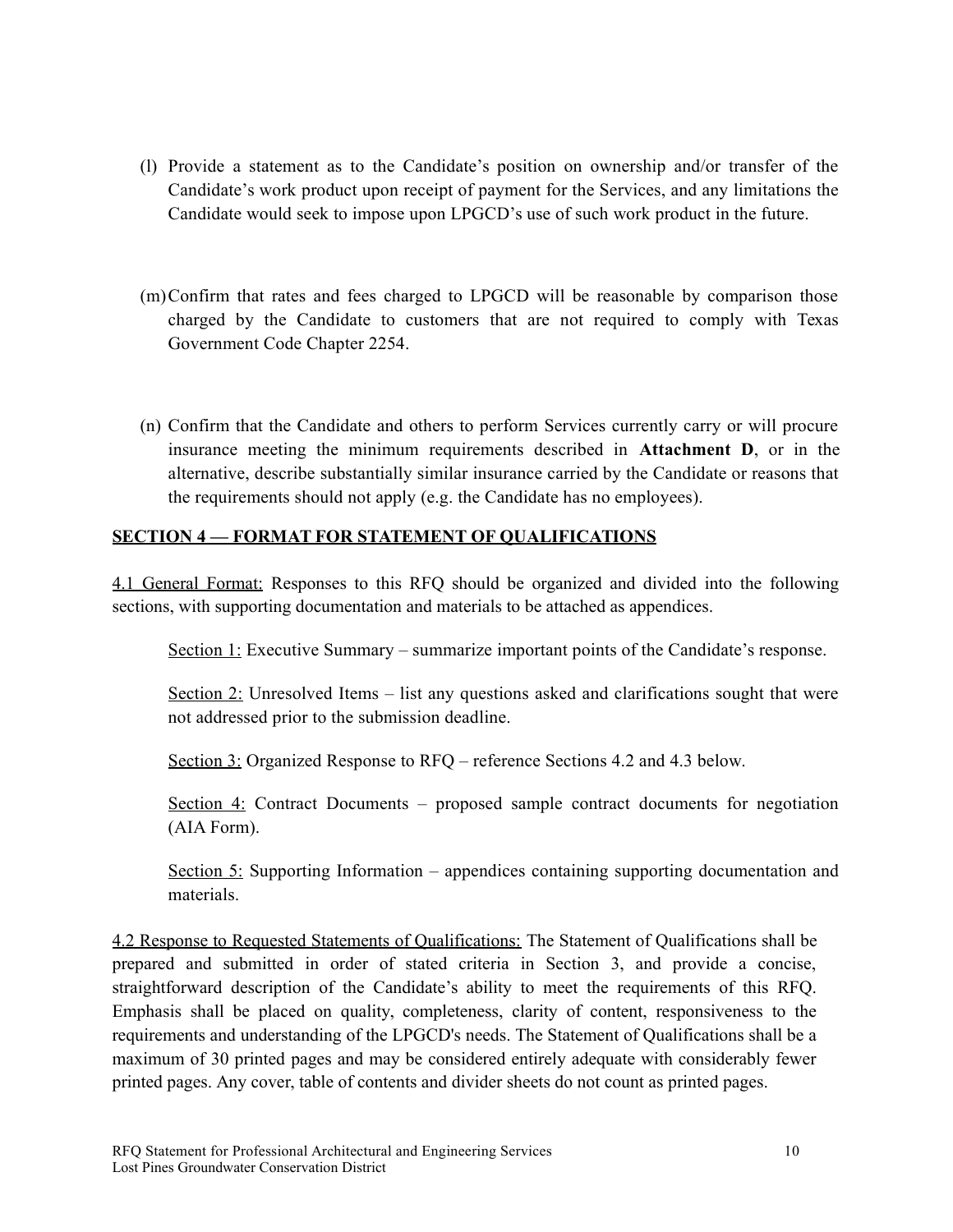(l) Provide a statement as to the Candidate's position on ownership and/or transfer of the Candidate's work product upon receipt of payment for the Services, and any limitations the Candidate would seek to impose upon LPGCD's use of such work product in the future.

(m) Confirm that rates and fees charged to LPGCD will be reasonable by comparison those charged by the Candidate to customers that are not required to comply with Texas Government Code Chapter 2254.

(n) Confirm that the Candidate and others to perform Services currently carry or will procure insurance meeting the minimum requirements described in **Attachment D**, or in the alternative, describe substantially similar insurance carried by the Candidate or reasons that the requirements should not apply (e.g. the Candidate has no employees).

## SECTION 4 — FORMAT FOR STATEMENT OF QUALIFICATIONS

4.1 General Format: Responses to this RFQ should be organized and divided into the following sections, with supporting documentation and materials to be attached as appendices.

Section 1: Executive Summary – summarize important points of the Candidate's response.

Section 2: Unresolved Items – list any questions asked and clarifications sought that were not addressed prior to the submission deadline.

Section 3: Organized Response to RFQ – reference Sections 4.2 and 4.3 below.

Section 4: Contract Documents – proposed sample contract documents for negotiation (AIA Form).

Section 5: Supporting Information – appendices containing supporting documentation and materials.

4.2 Response to Requested Statements of Qualifications: The Statement of Qualifications shall be prepared and submitted in order of stated criteria in Section 3, and provide a concise, straightforward description of the Candidate's ability to meet the requirements of this RFQ. Emphasis shall be placed on quality, completeness, clarity of content, responsiveness to the requirements and understanding of the LPGCD's needs. The Statement of Qualifications shall be a maximum of 30 printed pages and may be considered entirely adequate with considerably fewer printed pages. Any cover, table of contents and divider sheets do not count as printed pages.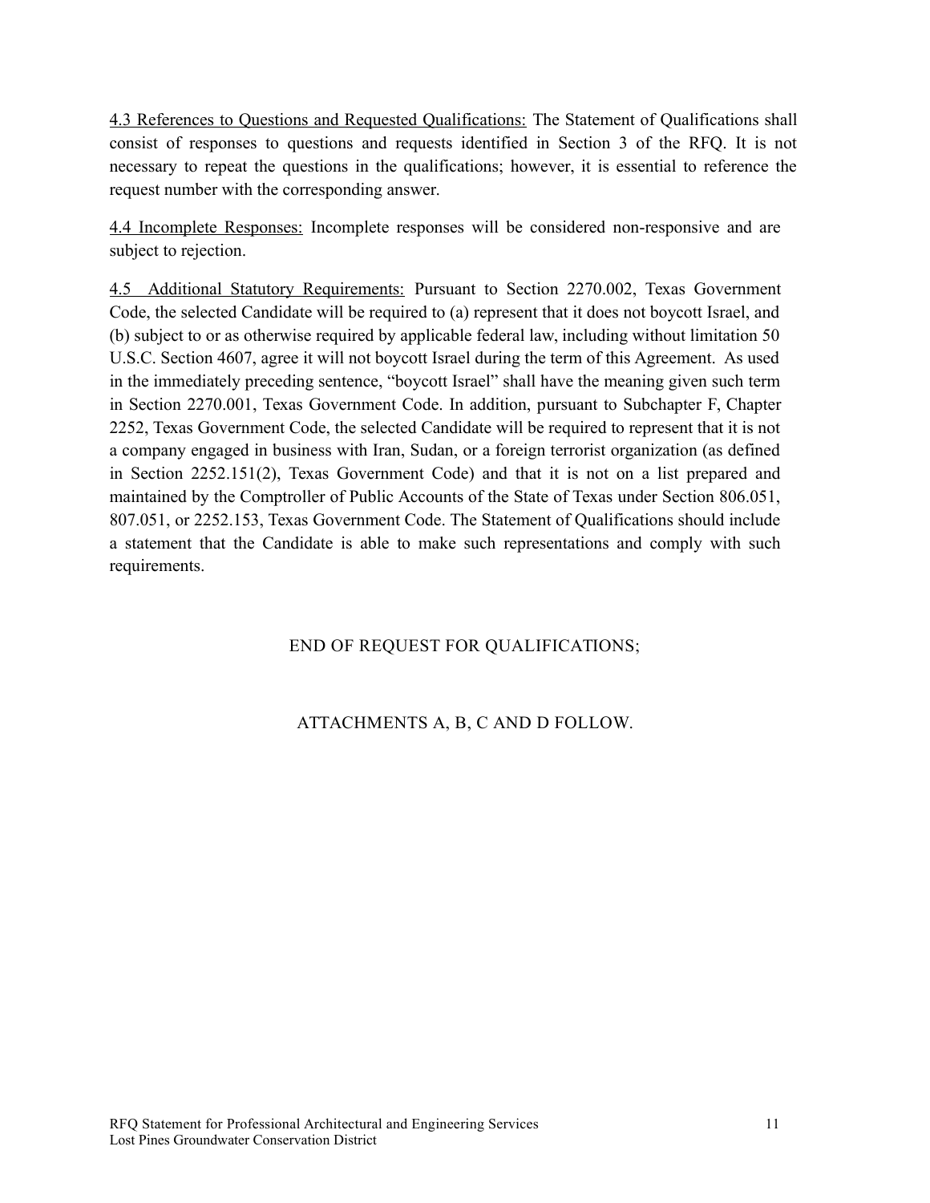<u>4.3 References to Questions and Requested Qualifications:</u> The Statement of Qualifications shall consist of responses to questions and requests identified in Section 3 of the RFQ. It is not necessary to repeat the questions in the qualifications; however, it is essential to reference the request number with the corresponding answer.

<u>4.4 Incomplete Responses:</u> Incomplete responses will be considered non-responsive and are subject to rejection.

<u>4.5 Additional Statutory Requirements:</u> Pursuant to Section 2270.002, Texas Government Code, the selected Candidate will be required to (a) represent that it does not boycott Israel, and (b) subject to or as otherwise required by applicable federal law, including without limitation 50 U.S.C. Section 4607, agree it will not boycott Israel during the term of this Agreement. As used in the immediately preceding sentence, "boycott Israel" shall have the meaning given such term in Section 2270.001, Texas Government Code. In addition, pursuant to Subchapter F, Chapter 2252, Texas Government Code, the selected Candidate will be required to represent that it is not a company engaged in business with Iran, Sudan, or a foreign terrorist organization (as defined in Section 2252.151(2), Texas Government Code) and that it is not on a list prepared and maintained by the Comptroller of Public Accounts of the State of Texas under Section 806.051, 807.051, or 2252.153, Texas Government Code. The Statement of Qualifications should include a statement that the Candidate is able to make such representations and comply with such requirements.

END OF REQUEST FOR QUALIFICATIONS;

ATTACHMENTS A, B, C AND D FOLLOW.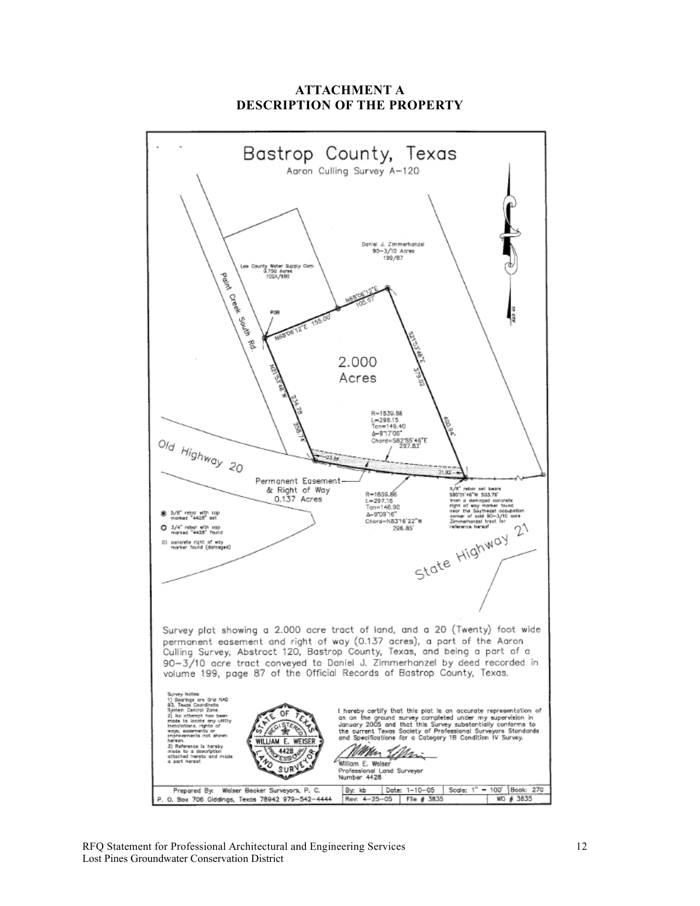## ATTACHMENT A
## DESCRIPTION OF THE PROPERTY

# Bastrop County, Texas

Aaron Culling Survey A-120

Daniel J. Zimmerhanzel
90-3/10 Acres
199/87

Lee County Water Supply Corp.
0.750 Acres
1024/980

Paint Creek South Rd.

POB

N68°06'12"E 155.00'

N68°06'12"E 105.57'

S21°53'48"E 379.02

2.000 Acres

N21°53'48"W 234.78

258.74

400.94'

R=1839.86
L=298.15
Tan=149.40
Δ=9°17'06"
Chord=S82°55'46"E
297.83'

Old Highway 20

Permanent Easement & Right of Way
0.137 Acres

23.56

21.92

R=1859.86
L=297.15
Tan=148.90
Δ=9°09'16"
Chord=N83°16'22"W
296.85'

5/8" rebar set bears S85°01'46"W 503.76' from a damaged concrete right of way marker found near the Southeast occupation corner of said 90-3/10 acre Zimmerhanzel tract for reference hereof

State Highway 21

- 5/8" rebar with cap marked "4428" set
- 3/4" rebar with cap marked "4428" found
- concrete right of way marker found (damaged)

Survey plat showing a 2.000 acre tract of land, and a 20 (Twenty) foot wide permanent easement and right of way (0.137 acres), a part of the Aaron Culling Survey, Abstract 120, Bastrop County, Texas, and being a part of a 90-3/10 acre tract conveyed to Daniel J. Zimmerhanzel by deed recorded in volume 199, page 87 of the Official Records of Bastrop County, Texas.

Survey Notes:
1) Bearings are Grid NAD 83, Texas Coordinate System Central Zone.
2) No attempt has been made to locate any utility installations, rights of ways, easements or improvements not shown hereon.
3) Reference is hereby made to a description attached hereto and made a part hereof.

State of Texas — Registered Professional Land Surveyor — William E. Weiser — 4428

I hereby certify that this plat is an accurate representation of an on the ground survey completed under my supervision in January 2005 and that this Survey substantially conforms to the current Texas Society of Professional Surveyors Standards and Specifications for a Category 1B Condition IV Survey.

William E. Weiser
Professional Land Surveyor
Number 4428

| Prepared By: Weiser Becker Surveyors, P. C. | By: kb | Date: 1-10-05 | Scale: 1" = 100' | Book: 270 |
|---|---|---|---|---|
| P. O. Box 706 Giddings, Texas 78942 979-542-4444 | Rev: 4-25-05 | File # 3835 | | WO # 3835 |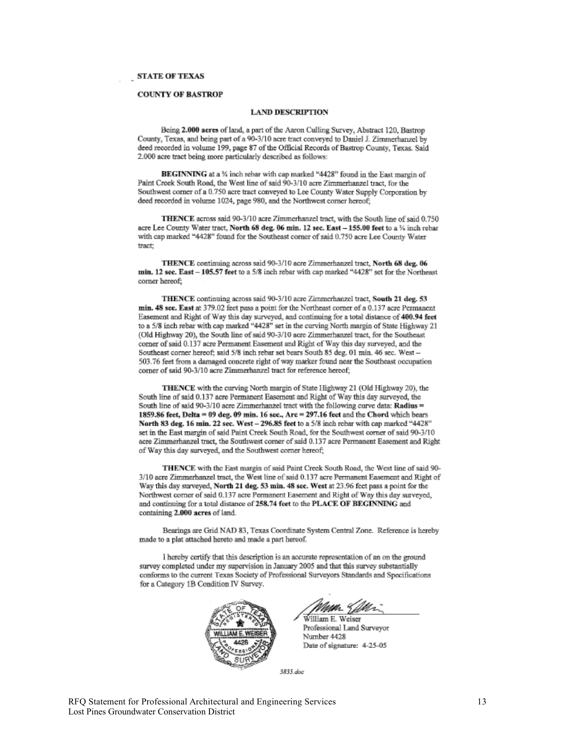**STATE OF TEXAS**

**COUNTY OF BASTROP**

**LAND DESCRIPTION**

Being **2.000 acres** of land, a part of the Aaron Culling Survey, Abstract 120, Bastrop County, Texas, and being part of a 90-3/10 acre tract conveyed to Daniel J. Zimmerhanzel by deed recorded in volume 199, page 87 of the Official Records of Bastrop County, Texas. Said 2.000 acre tract being more particularly described as follows:

**BEGINNING** at a ¾ inch rebar with cap marked "4428" found in the East margin of Paint Creek South Road, the West line of said 90-3/10 acre Zimmerhanzel tract, for the Southwest corner of a 0.750 acre tract conveyed to Lee County Water Supply Corporation by deed recorded in volume 1024, page 980, and the Northwest corner hereof;

**THENCE** across said 90-3/10 acre Zimmerhanzel tract, with the South line of said 0.750 acre Lee County Water tract, **North 68 deg. 06 min. 12 sec. East – 155.00 feet** to a ¾ inch rebar with cap marked "4428" found for the Southeast corner of said 0.750 acre Lee County Water tract;

**THENCE** continuing across said 90-3/10 acre Zimmerhanzel tract, **North 68 deg. 06 min. 12 sec. East – 105.57 feet** to a 5/8 inch rebar with cap marked "4428" set for the Northeast corner hereof;

**THENCE** continuing across said 90-3/10 acre Zimmerhanzel tract, **South 21 deg. 53 min. 48 sec. East** at 379.02 feet pass a point for the Northeast corner of a 0.137 acre Permanent Easement and Right of Way this day surveyed, and continuing for a total distance of **400.94 feet** to a 5/8 inch rebar with cap marked "4428" set in the curving North margin of State Highway 21 (Old Highway 20), the South line of said 90-3/10 acre Zimmerhanzel tract, for the Southeast corner of said 0.137 acre Permanent Easement and Right of Way this day surveyed, and the Southeast corner hereof; said 5/8 inch rebar set bears South 85 deg. 01 min. 46 sec. West – 503.76 feet from a damaged concrete right of way marker found near the Southeast occupation corner of said 90-3/10 acre Zimmerhanzel tract for reference hereof;

**THENCE** with the curving North margin of State Highway 21 (Old Highway 20), the South line of said 0.137 acre Permanent Easement and Right of Way this day surveyed, the South line of said 90-3/10 acre Zimmerhanzel tract with the following curve data: **Radius = 1859.86 feet, Delta = 09 deg. 09 min. 16 sec., Arc = 297.16 feet** and the **Chord** which bears **North 83 deg. 16 min. 22 sec. West – 296.85 feet** to a 5/8 inch rebar with cap marked "4428" set in the East margin of said Paint Creek South Road, for the Southwest corner of said 90-3/10 acre Zimmerhanzel tract, the Southwest corner of said 0.137 acre Permanent Easement and Right of Way this day surveyed, and the Southwest corner hereof;

**THENCE** with the East margin of said Paint Creek South Road, the West line of said 90-3/10 acre Zimmerhanzel tract, the West line of said 0.137 acre Permanent Easement and Right of Way this day surveyed, **North 21 deg. 53 min. 48 sec. West** at 23.96 feet pass a point for the Northwest corner of said 0.137 acre Permanent Easement and Right of Way this day surveyed, and continuing for a total distance of **258.74 feet** to the **PLACE OF BEGINNING** and containing **2.000 acres** of land.

Bearings are Grid NAD 83, Texas Coordinate System Central Zone. Reference is hereby made to a plat attached hereto and made a part hereof.

I hereby certify that this description is an accurate representation of an on the ground survey completed under my supervision in January 2005 and that this survey substantially conforms to the current Texas Society of Professional Surveyors Standards and Specifications for a Category 1B Condition IV Survey.

STATE OF TEXAS
REGISTERED
WILLIAM E. WEISER
4428
PROFESSIONAL LAND SURVEYOR

William E. Weiser
Professional Land Surveyor
Number 4428
Date of signature: 4-25-05

3835.doc

RFQ Statement for Professional Architectural and Engineering Services
Lost Pines Groundwater Conservation District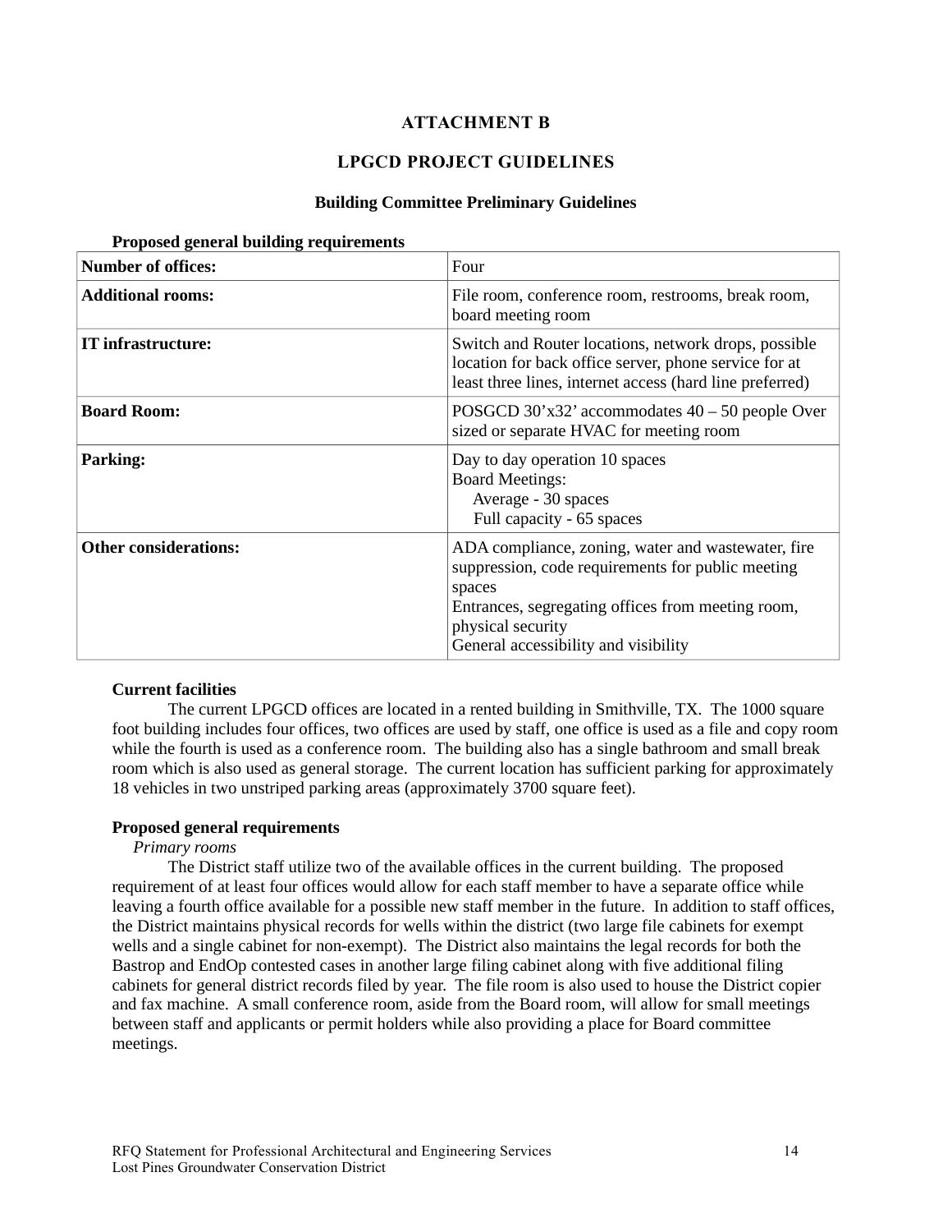# ATTACHMENT B

## LPGCD PROJECT GUIDELINES

### Building Committee Preliminary Guidelines

**Proposed general building requirements**

| **Number of offices:** | Four |
|---|---|
| **Additional rooms:** | File room, conference room, restrooms, break room, board meeting room |
| **IT infrastructure:** | Switch and Router locations, network drops, possible location for back office server, phone service for at least three lines, internet access (hard line preferred) |
| **Board Room:** | POSGCD 30'x32' accommodates 40 – 50 people Over sized or separate HVAC for meeting room |
| **Parking:** | Day to day operation 10 spaces<br>Board Meetings:<br>Average - 30 spaces<br>Full capacity - 65 spaces |
| **Other considerations:** | ADA compliance, zoning, water and wastewater, fire suppression, code requirements for public meeting spaces<br>Entrances, segregating offices from meeting room, physical security<br>General accessibility and visibility |

**Current facilities**

The current LPGCD offices are located in a rented building in Smithville, TX. The 1000 square foot building includes four offices, two offices are used by staff, one office is used as a file and copy room while the fourth is used as a conference room. The building also has a single bathroom and small break room which is also used as general storage. The current location has sufficient parking for approximately 18 vehicles in two unstriped parking areas (approximately 3700 square feet).

**Proposed general requirements**

*Primary rooms*

The District staff utilize two of the available offices in the current building. The proposed requirement of at least four offices would allow for each staff member to have a separate office while leaving a fourth office available for a possible new staff member in the future. In addition to staff offices, the District maintains physical records for wells within the district (two large file cabinets for exempt wells and a single cabinet for non-exempt). The District also maintains the legal records for both the Bastrop and EndOp contested cases in another large filing cabinet along with five additional filing cabinets for general district records filed by year. The file room is also used to house the District copier and fax machine. A small conference room, aside from the Board room, will allow for small meetings between staff and applicants or permit holders while also providing a place for Board committee meetings.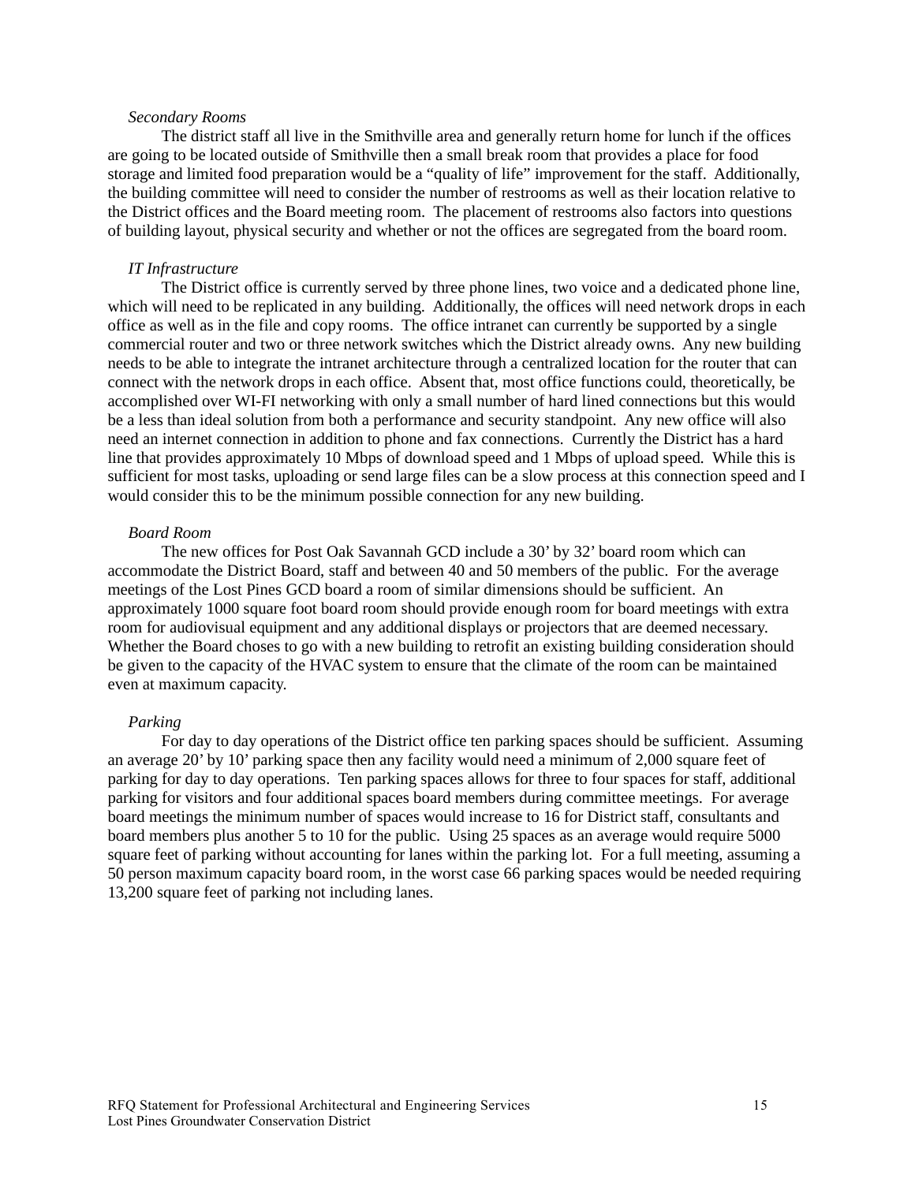*Secondary Rooms*

The district staff all live in the Smithville area and generally return home for lunch if the offices are going to be located outside of Smithville then a small break room that provides a place for food storage and limited food preparation would be a "quality of life" improvement for the staff. Additionally, the building committee will need to consider the number of restrooms as well as their location relative to the District offices and the Board meeting room. The placement of restrooms also factors into questions of building layout, physical security and whether or not the offices are segregated from the board room.

*IT Infrastructure*

The District office is currently served by three phone lines, two voice and a dedicated phone line, which will need to be replicated in any building. Additionally, the offices will need network drops in each office as well as in the file and copy rooms. The office intranet can currently be supported by a single commercial router and two or three network switches which the District already owns. Any new building needs to be able to integrate the intranet architecture through a centralized location for the router that can connect with the network drops in each office. Absent that, most office functions could, theoretically, be accomplished over WI-FI networking with only a small number of hard lined connections but this would be a less than ideal solution from both a performance and security standpoint. Any new office will also need an internet connection in addition to phone and fax connections. Currently the District has a hard line that provides approximately 10 Mbps of download speed and 1 Mbps of upload speed. While this is sufficient for most tasks, uploading or send large files can be a slow process at this connection speed and I would consider this to be the minimum possible connection for any new building.

*Board Room*

The new offices for Post Oak Savannah GCD include a 30' by 32' board room which can accommodate the District Board, staff and between 40 and 50 members of the public. For the average meetings of the Lost Pines GCD board a room of similar dimensions should be sufficient. An approximately 1000 square foot board room should provide enough room for board meetings with extra room for audiovisual equipment and any additional displays or projectors that are deemed necessary. Whether the Board choses to go with a new building to retrofit an existing building consideration should be given to the capacity of the HVAC system to ensure that the climate of the room can be maintained even at maximum capacity.

*Parking*

For day to day operations of the District office ten parking spaces should be sufficient. Assuming an average 20' by 10' parking space then any facility would need a minimum of 2,000 square feet of parking for day to day operations. Ten parking spaces allows for three to four spaces for staff, additional parking for visitors and four additional spaces board members during committee meetings. For average board meetings the minimum number of spaces would increase to 16 for District staff, consultants and board members plus another 5 to 10 for the public. Using 25 spaces as an average would require 5000 square feet of parking without accounting for lanes within the parking lot. For a full meeting, assuming a 50 person maximum capacity board room, in the worst case 66 parking spaces would be needed requiring 13,200 square feet of parking not including lanes.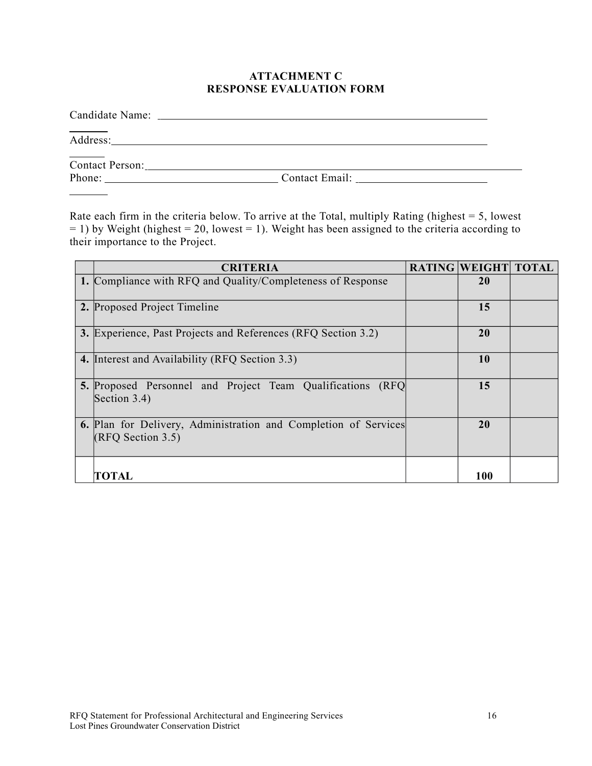## ATTACHMENT C
## RESPONSE EVALUATION FORM

Candidate Name: ______________________________________________________________

Address: ____________________________________________________________________

Contact Person: _______________________________________________________________
Phone: ______________________________ Contact Email: ________________________

Rate each firm in the criteria below. To arrive at the Total, multiply Rating (highest = 5, lowest = 1) by Weight (highest = 20, lowest = 1). Weight has been assigned to the criteria according to their importance to the Project.

| | CRITERIA | RATING | WEIGHT | TOTAL |
|---|---|---|---|---|
| **1.** | Compliance with RFQ and Quality/Completeness of Response | | **20** | |
| **2.** | Proposed Project Timeline | | **15** | |
| **3.** | Experience, Past Projects and References (RFQ Section 3.2) | | **20** | |
| **4.** | Interest and Availability (RFQ Section 3.3) | | **10** | |
| **5.** | Proposed Personnel and Project Team Qualifications (RFQ Section 3.4) | | **15** | |
| **6.** | Plan for Delivery, Administration and Completion of Services (RFQ Section 3.5) | | **20** | |
| | **TOTAL** | | **100** | |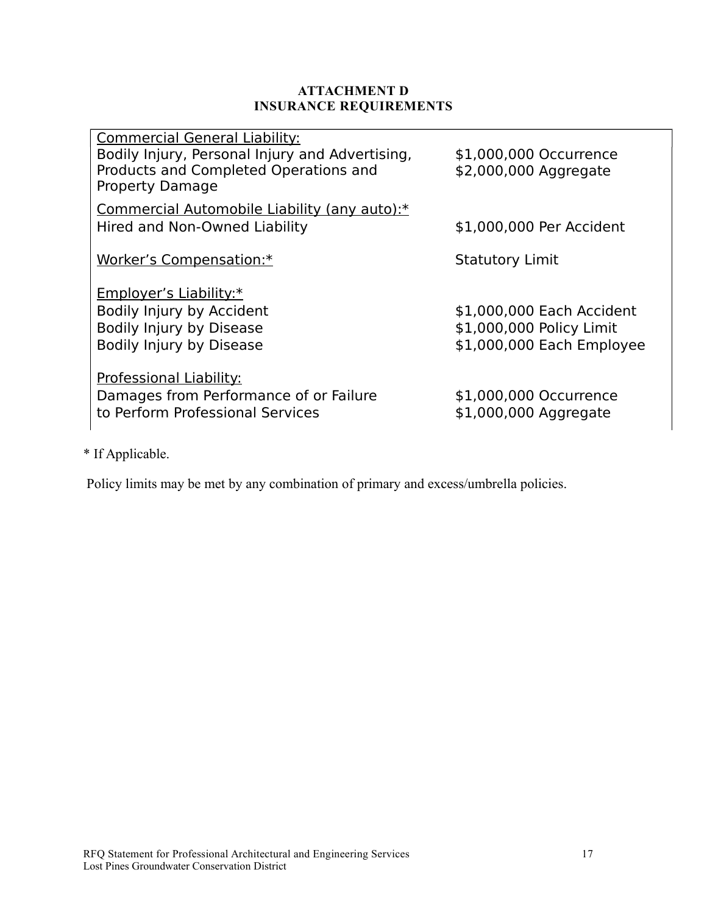**ATTACHMENT D**
**INSURANCE REQUIREMENTS**

| | |
|---|---|
| <u>Commercial General Liability:</u><br>Bodily Injury, Personal Injury and Advertising, Products and Completed Operations and Property Damage | $1,000,000 Occurrence<br>$2,000,000 Aggregate |
| <u>Commercial Automobile Liability (any auto):*</u><br>Hired and Non-Owned Liability | $1,000,000 Per Accident |
| <u>Worker's Compensation:*</u> | Statutory Limit |
| <u>Employer's Liability:*</u><br>Bodily Injury by Accident<br>Bodily Injury by Disease<br>Bodily Injury by Disease | <br>$1,000,000 Each Accident<br>$1,000,000 Policy Limit<br>$1,000,000 Each Employee |
| <u>Professional Liability:</u><br>Damages from Performance of or Failure to Perform Professional Services | $1,000,000 Occurrence<br>$1,000,000 Aggregate |

* If Applicable.

Policy limits may be met by any combination of primary and excess/umbrella policies.